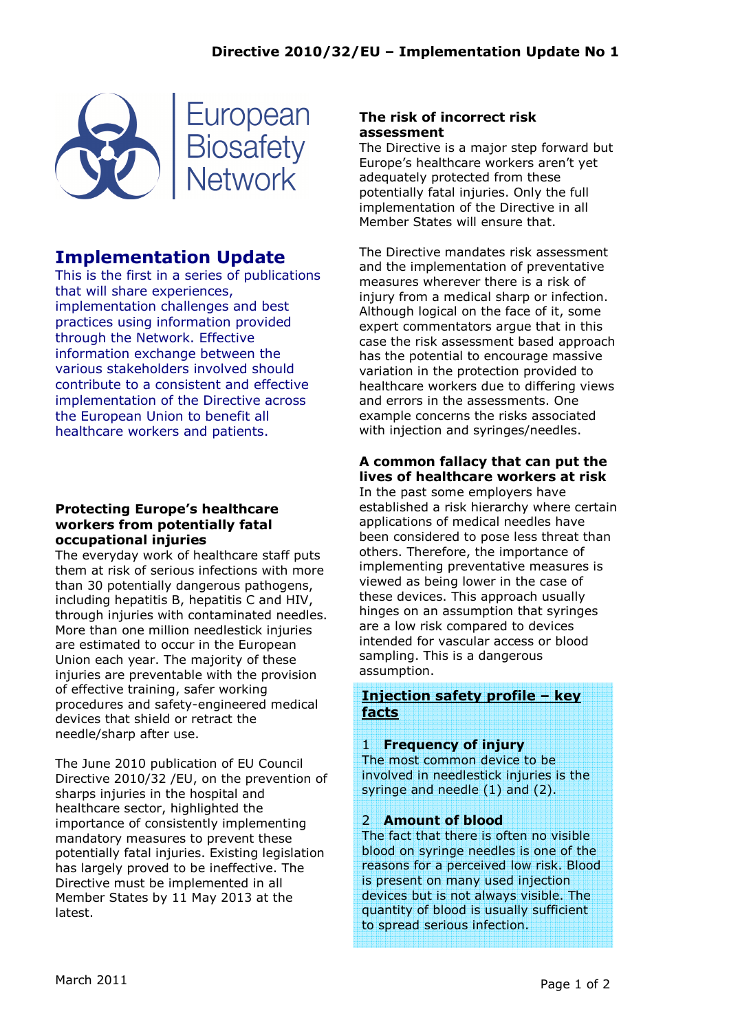European Biosafety Network

# Implementation Update

This is the first in a series of publications that will share experiences, implementation challenges and best practices using information provided through the Network. Effective information exchange between the various stakeholders involved should contribute to a consistent and effective implementation of the Directive across the European Union to benefit all healthcare workers and patients.

### Protecting Europe's healthcare workers from potentially fatal occupational injuries

The everyday work of healthcare staff puts them at risk of serious infections with more than 30 potentially dangerous pathogens, including hepatitis B, hepatitis C and HIV, through injuries with contaminated needles. More than one million needlestick injuries are estimated to occur in the European Union each year. The majority of these injuries are preventable with the provision of effective training, safer working procedures and safety-engineered medical devices that shield or retract the needle/sharp after use.

The June 2010 publication of EU Council Directive 2010/32 /EU, on the prevention of sharps injuries in the hospital and healthcare sector, highlighted the importance of consistently implementing mandatory measures to prevent these potentially fatal injuries. Existing legislation has largely proved to be ineffective. The Directive must be implemented in all Member States by 11 May 2013 at the latest.

### The risk of incorrect risk assessment

The Directive is a major step forward but Europe's healthcare workers aren't yet adequately protected from these potentially fatal injuries. Only the full implementation of the Directive in all Member States will ensure that.

The Directive mandates risk assessment and the implementation of preventative measures wherever there is a risk of injury from a medical sharp or infection. Although logical on the face of it, some expert commentators argue that in this case the risk assessment based approach has the potential to encourage massive variation in the protection provided to healthcare workers due to differing views and errors in the assessments. One example concerns the risks associated with injection and syringes/needles.

### A common fallacy that can put the lives of healthcare workers at risk

In the past some employers have established a risk hierarchy where certain applications of medical needles have been considered to pose less threat than others. Therefore, the importance of implementing preventative measures is viewed as being lower in the case of these devices. This approach usually hinges on an assumption that syringes are a low risk compared to devices intended for vascular access or blood sampling. This is a dangerous assumption.

#### Injection safety profile – key facts

**1 Frequency of injury**

The most common device to be involved in needlestick injuries is the syringe and needle (1) and (2).

**2 Amount of blood**

The fact that there is often no visible blood on syringe needles is one of the reasons for a perceived low risk. Blood is present on many used injection devices but is not always visible. The quantity of blood is usually sufficient to spread serious infection.

March 2011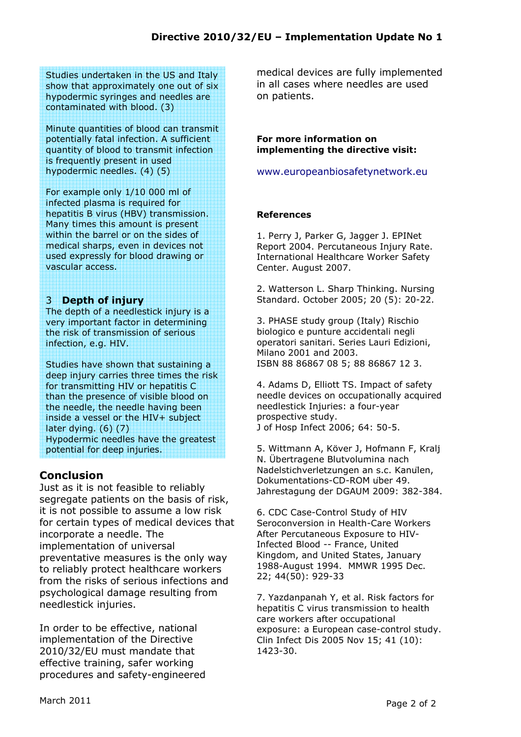Studies undertaken in the US and Italy show that approximately one out of six hypodermic syringes and needles are contaminated with blood. (3)

Minute quantities of blood can transmit potentially fatal infection. A sufficient quantity of blood to transmit infection is frequently present in used hypodermic needles. (4) (5)

For example only 1/10 000 ml of infected plasma is required for hepatitis B virus (HBV) transmission. Many times this amount is present within the barrel or on the sides of medical sharps, even in devices not used expressly for blood drawing or vascular access.

### 3 Depth of injury

The depth of a needlestick injury is a very important factor in determining the risk of transmission of serious infection, e.g. HIV.

Studies have shown that sustaining a deep injury carries three times the risk for transmitting HIV or hepatitis C than the presence of visible blood on the needle, the needle having been inside a vessel or the HIV+ subject later dying. (6) (7)
Hypodermic needles have the greatest potential for deep injuries.

## Conclusion

Just as it is not feasible to reliably segregate patients on the basis of risk, it is not possible to assume a low risk for certain types of medical devices that incorporate a needle. The implementation of universal preventative measures is the only way to reliably protect healthcare workers from the risks of serious infections and psychological damage resulting from needlestick injuries.

In order to be effective, national implementation of the Directive 2010/32/EU must mandate that effective training, safer working procedures and safety-engineered medical devices are fully implemented in all cases where needles are used on patients.

**For more information on implementing the directive visit:**

www.europeanbiosafetynetwork.eu

**References**

1. Perry J, Parker G, Jagger J. EPINet Report 2004. Percutaneous Injury Rate. International Healthcare Worker Safety Center. August 2007.

2. Watterson L. Sharp Thinking. Nursing Standard. October 2005; 20 (5): 20-22.

3. PHASE study group (Italy) Rischio biologico e punture accidentali negli operatori sanitari. Series Lauri Edizioni, Milano 2001 and 2003.
ISBN 88 86867 08 5; 88 86867 12 3.

4. Adams D, Elliott TS. Impact of safety needle devices on occupationally acquired needlestick Injuries: a four-year prospective study.
J of Hosp Infect 2006; 64: 50-5.

5. Wittmann A, Köver J, Hofmann F, Kralj N. Übertragene Blutvolumina nach Nadelstichverletzungen an s.c. Kanülen, Dokumentations-CD-ROM über 49. Jahrestagung der DGAUM 2009: 382-384.

6. CDC Case-Control Study of HIV Seroconversion in Health-Care Workers After Percutaneous Exposure to HIV-Infected Blood -- France, United Kingdom, and United States, January 1988-August 1994. MMWR 1995 Dec. 22; 44(50): 929-33

7. Yazdanpanah Y, et al. Risk factors for hepatitis C virus transmission to health care workers after occupational exposure: a European case-control study. Clin Infect Dis 2005 Nov 15; 41 (10): 1423-30.

March 2011